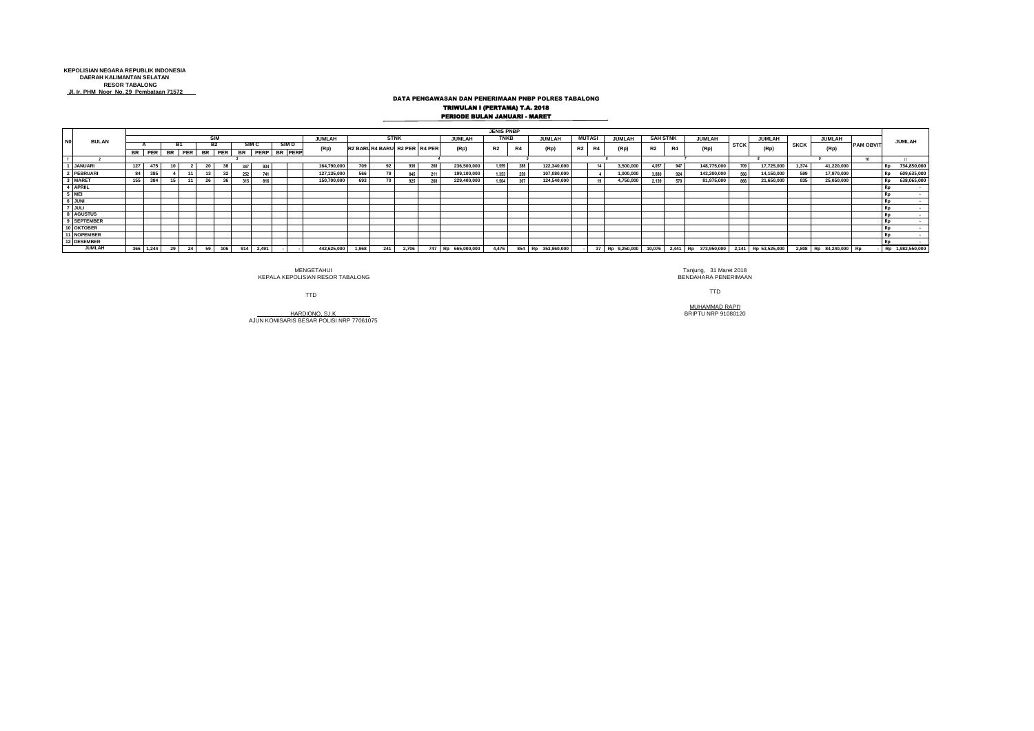**KEPOLISIAN NEGARA REPUBLIK INDONESIA**
**DAERAH KALIMANTAN SELATAN**
**RESOR TABALONG**
**Jl. Ir. PHM Noor No. 29 Pembataan 71572**

**DATA PENGAWASAN DAN PENERIMAAN PNBP POLRES TABALONG**
**TRIWULAN I (PERTAMA) T.A. 2018**
**PERIODE BULAN JANUARI - MARET**

| NO | BULAN | SIM A BR | SIM A PER | SIM B1 BR | SIM B1 PER | SIM B2 BR | SIM B2 PER | SIM C BR | SIM C PERP | SIM D BR | SIM D PERP | JUMLAH (Rp) | STNK R2 BARU | STNK R4 BARU | STNK R2 PER | STNK R4 PER | JUMLAH (Rp) | TNKB R2 | TNKB R4 | JUMLAH (Rp) | MUTASI R2 | MUTASI R4 | JUMLAH (Rp) | SAH STNK R2 | SAH STNK R4 | JUMLAH (Rp) | STCK | JUMLAH (Rp) | SKCK | JUMLAH (Rp) | PAM OBVIT | JUMLAH |
|---|---|---|---|---|---|---|---|---|---|---|---|---|---|---|---|---|---|---|---|---|---|---|---|---|---|---|---|---|---|---|---|---|
| 1 | 2 | | | | | | | 3 | | | | | | | | | 4 | | | 5 | | | 6 | | | 7 | | 8 | | 9 | 10 | 11 |
| 1 | JANUARI | 127 | 475 | 10 | 2 | 20 | 38 | 347 | 934 | | | 164,790,000 | 709 | 92 | 936 | 268 | 236,500,000 | 1,559 | 288 | 122,340,000 | | 14 | 3,500,000 | 4,057 | 947 | 148,775,000 | 709 | 17,725,000 | 1,374 | 41,220,000 | | Rp 734,850,000 |
| 2 | PEBRUARI | 84 | 385 | 4 | 11 | 13 | 32 | 252 | 741 | | | 127,135,000 | 566 | 79 | 845 | 211 | 199,100,000 | 1,353 | 259 | 107,080,000 | | 4 | 1,000,000 | 3,880 | 924 | 143,200,000 | 566 | 14,150,000 | 599 | 17,970,000 | | Rp 609,635,000 |
| 3 | MARET | 155 | 384 | 15 | 11 | 26 | 36 | 315 | 816 | | | 150,700,000 | 693 | 70 | 925 | 268 | 229,400,000 | 1,564 | 307 | 124,540,000 | | 19 | 4,750,000 | 2,139 | 570 | 81,975,000 | 866 | 21,650,000 | 835 | 25,050,000 | | Rp 638,065,000 |
| 4 | APRIIL | | | | | | | | | | | | | | | | | | | | | | | | | | | | | | | Rp - |
| 5 | MEI | | | | | | | | | | | | | | | | | | | | | | | | | | | | | | | Rp - |
| 6 | JUNI | | | | | | | | | | | | | | | | | | | | | | | | | | | | | | | Rp - |
| 7 | JULI | | | | | | | | | | | | | | | | | | | | | | | | | | | | | | | Rp - |
| 8 | AGUSTUS | | | | | | | | | | | | | | | | | | | | | | | | | | | | | | | Rp - |
| 9 | SEPTEMBER | | | | | | | | | | | | | | | | | | | | | | | | | | | | | | | Rp - |
| 10 | OKTOBER | | | | | | | | | | | | | | | | | | | | | | | | | | | | | | | Rp - |
| 11 | NOPEMBER | | | | | | | | | | | | | | | | | | | | | | | | | | | | | | | Rp - |
| 12 | DESEMBER | | | | | | | | | | | | | | | | | | | | | | | | | | | | | | | Rp - |
| | JUMLAH | 366 | 1,244 | 29 | 24 | 59 | 106 | 914 | 2,491 | - | - | 442,625,000 | 1,968 | 241 | 2,706 | 747 | Rp 665,000,000 | 4,476 | 854 | Rp 353,960,000 | - | 37 | Rp 9,250,000 | 10,076 | 2,441 | Rp 373,950,000 | 2,141 | Rp 53,525,000 | 2,808 | Rp 84,240,000 | Rp - | Rp 1,982,550,000 |

MENGETAHUI
KEPALA KEPOLISIAN RESOR TABALONG

TTD

HARDIONO, S.I.K
AJUN KOMISARIS BESAR POLISI NRP 77061075

Tanjung, 31 Maret 2018
BENDAHARA PENERIMAAN

TTD

MUHAMMAD RAPI'I
BRIPTU NRP 91080120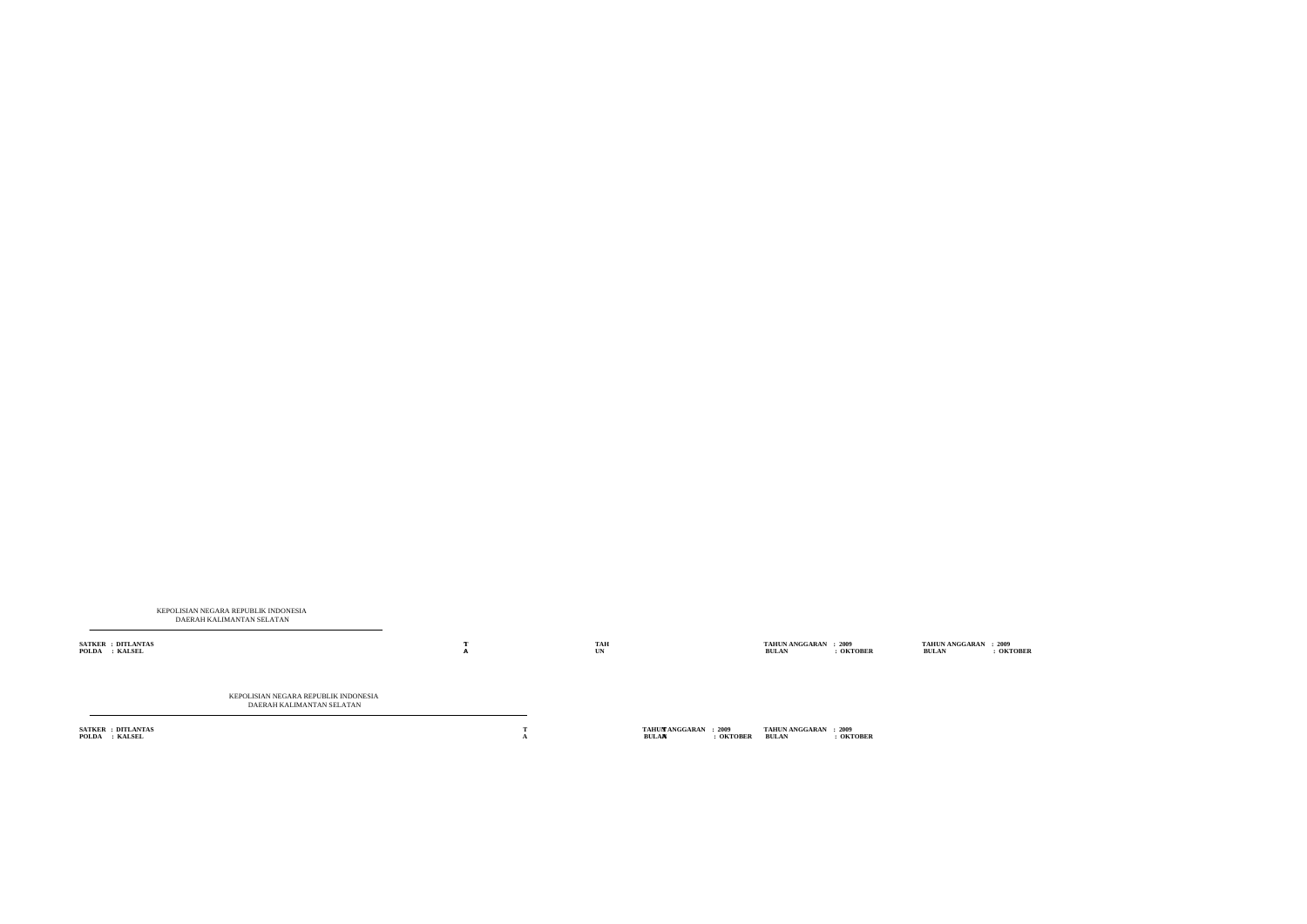KEPOLISIAN NEGARA REPUBLIK INDONESIA
DAERAH KALIMANTAN SELATAN

**SATKER : DITLANTAS**
**POLDA : KALSEL**

**T**
**A**

**TAH**
**UN**

**TAHUN ANGGARAN : 2009**
**BULAN : OKTOBER**

**TAHUN ANGGARAN : 2009**
**BULAN : OKTOBER**

KEPOLISIAN NEGARA REPUBLIK INDONESIA
DAERAH KALIMANTAN SELATAN

**SATKER : DITLANTAS**
**POLDA : KALSEL**

**T**
**A**

**TAHUN ANGGARAN : 2009**
**BULAN : OKTOBER**

**TAHUN ANGGARAN : 2009**
**BULAN : OKTOBER**